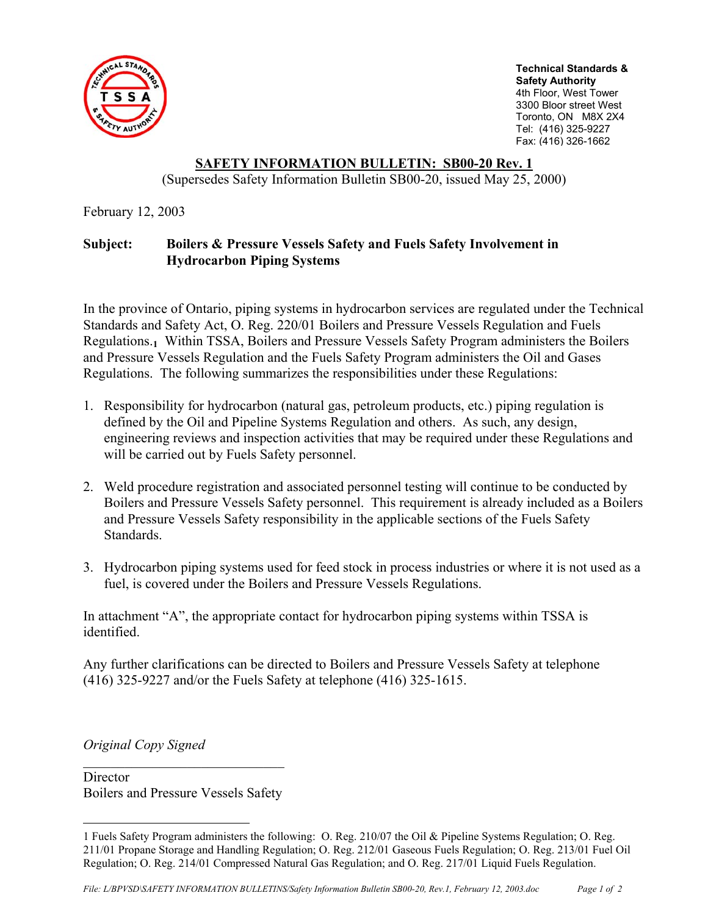Technical Standards & Safety Authority
4th Floor, West Tower
3300 Bloor street West
Toronto, ON M8X 2X4
Tel: (416) 325-9227
Fax: (416) 326-1662

## SAFETY INFORMATION BULLETIN: SB00-20 Rev. 1

(Supersedes Safety Information Bulletin SB00-20, issued May 25, 2000)

February 12, 2003

**Subject: Boilers & Pressure Vessels Safety and Fuels Safety Involvement in Hydrocarbon Piping Systems**

In the province of Ontario, piping systems in hydrocarbon services are regulated under the Technical Standards and Safety Act, O. Reg. 220/01 Boilers and Pressure Vessels Regulation and Fuels Regulations.[1] Within TSSA, Boilers and Pressure Vessels Safety Program administers the Boilers and Pressure Vessels Regulation and the Fuels Safety Program administers the Oil and Gases Regulations. The following summarizes the responsibilities under these Regulations:

1. Responsibility for hydrocarbon (natural gas, petroleum products, etc.) piping regulation is defined by the Oil and Pipeline Systems Regulation and others. As such, any design, engineering reviews and inspection activities that may be required under these Regulations and will be carried out by Fuels Safety personnel.

2. Weld procedure registration and associated personnel testing will continue to be conducted by Boilers and Pressure Vessels Safety personnel. This requirement is already included as a Boilers and Pressure Vessels Safety responsibility in the applicable sections of the Fuels Safety Standards.

3. Hydrocarbon piping systems used for feed stock in process industries or where it is not used as a fuel, is covered under the Boilers and Pressure Vessels Regulations.

In attachment "A", the appropriate contact for hydrocarbon piping systems within TSSA is identified.

Any further clarifications can be directed to Boilers and Pressure Vessels Safety at telephone (416) 325-9227 and/or the Fuels Safety at telephone (416) 325-1615.

*Original Copy Signed*

Director
Boilers and Pressure Vessels Safety

---

1 Fuels Safety Program administers the following: O. Reg. 210/07 the Oil & Pipeline Systems Regulation; O. Reg. 211/01 Propane Storage and Handling Regulation; O. Reg. 212/01 Gaseous Fuels Regulation; O. Reg. 213/01 Fuel Oil Regulation; O. Reg. 214/01 Compressed Natural Gas Regulation; and O. Reg. 217/01 Liquid Fuels Regulation.

*File: L/BPVSD\SAFETY INFORMATION BULLETINS/Safety Information Bulletin SB00-20, Rev.1, February 12, 2003.doc*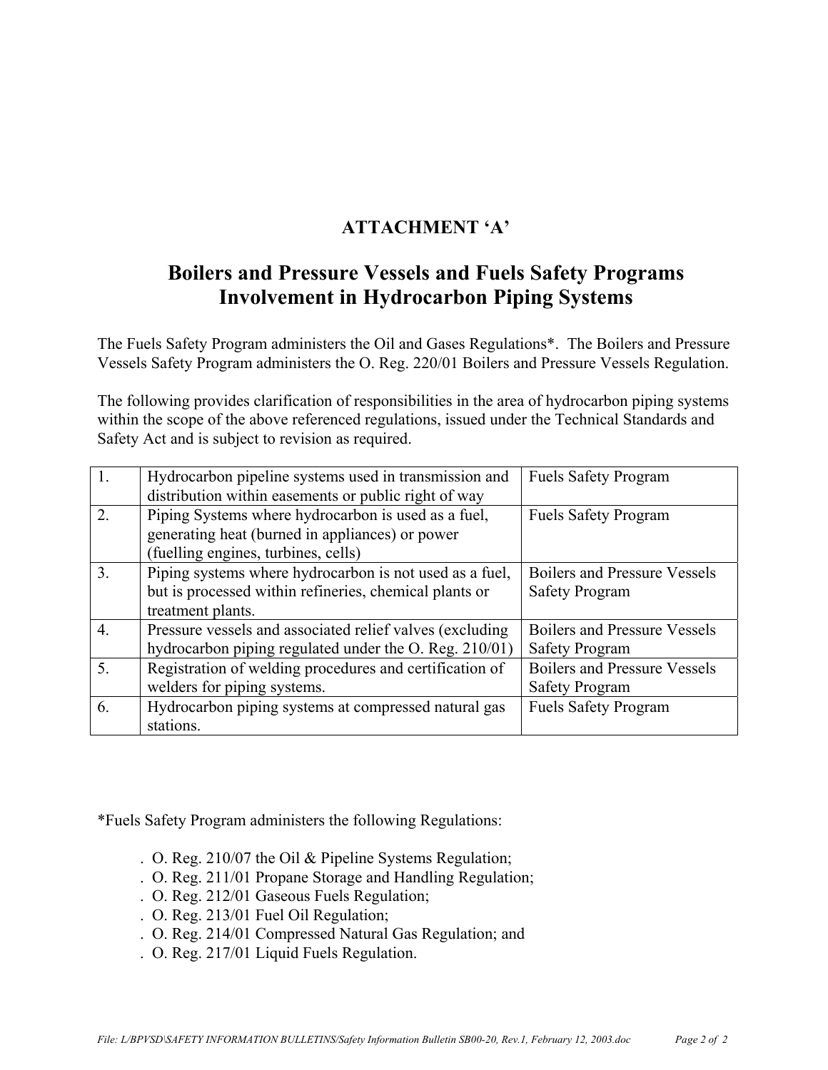**ATTACHMENT 'A'**

# Boilers and Pressure Vessels and Fuels Safety Programs Involvement in Hydrocarbon Piping Systems

The Fuels Safety Program administers the Oil and Gases Regulations*. The Boilers and Pressure Vessels Safety Program administers the O. Reg. 220/01 Boilers and Pressure Vessels Regulation.

The following provides clarification of responsibilities in the area of hydrocarbon piping systems within the scope of the above referenced regulations, issued under the Technical Standards and Safety Act and is subject to revision as required.

| | | |
|---|---|---|
| 1. | Hydrocarbon pipeline systems used in transmission and distribution within easements or public right of way | Fuels Safety Program |
| 2. | Piping Systems where hydrocarbon is used as a fuel, generating heat (burned in appliances) or power (fuelling engines, turbines, cells) | Fuels Safety Program |
| 3. | Piping systems where hydrocarbon is not used as a fuel, but is processed within refineries, chemical plants or treatment plants. | Boilers and Pressure Vessels Safety Program |
| 4. | Pressure vessels and associated relief valves (excluding hydrocarbon piping regulated under the O. Reg. 210/01) | Boilers and Pressure Vessels Safety Program |
| 5. | Registration of welding procedures and certification of welders for piping systems. | Boilers and Pressure Vessels Safety Program |
| 6. | Hydrocarbon piping systems at compressed natural gas stations. | Fuels Safety Program |

*Fuels Safety Program administers the following Regulations:

- O. Reg. 210/07 the Oil & Pipeline Systems Regulation;
- O. Reg. 211/01 Propane Storage and Handling Regulation;
- O. Reg. 212/01 Gaseous Fuels Regulation;
- O. Reg. 213/01 Fuel Oil Regulation;
- O. Reg. 214/01 Compressed Natural Gas Regulation; and
- O. Reg. 217/01 Liquid Fuels Regulation.